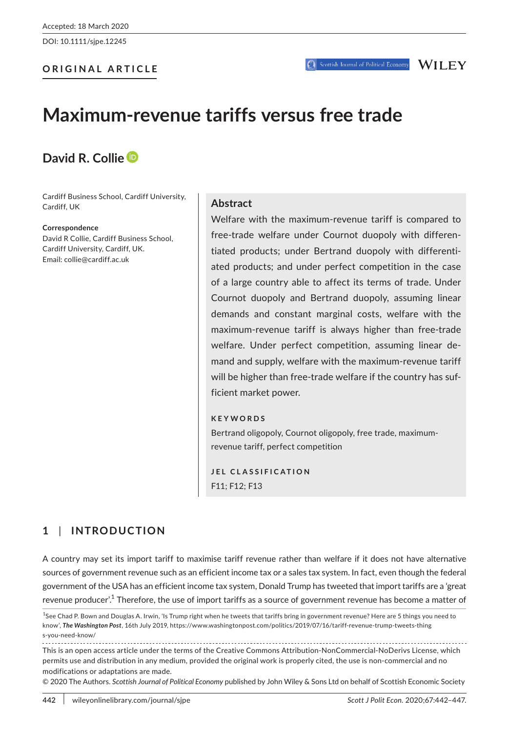Accepted: 18 March 2020

DOI: 10.1111/sjpe.12245

**ORIGINAL ARTICLE**

# Maximum-revenue tariffs versus free trade

**David R. Collie**

Cardiff Business School, Cardiff University, Cardiff, UK

**Correspondence**
David R Collie, Cardiff Business School, Cardiff University, Cardiff, UK.
Email: collie@cardiff.ac.uk

## Abstract

Welfare with the maximum-revenue tariff is compared to free-trade welfare under Cournot duopoly with differentiated products; under Bertrand duopoly with differentiated products; and under perfect competition in the case of a large country able to affect its terms of trade. Under Cournot duopoly and Bertrand duopoly, assuming linear demands and constant marginal costs, welfare with the maximum-revenue tariff is always higher than free-trade welfare. Under perfect competition, assuming linear demand and supply, welfare with the maximum-revenue tariff will be higher than free-trade welfare if the country has sufficient market power.

**KEYWORDS**

Bertrand oligopoly, Cournot oligopoly, free trade, maximum-revenue tariff, perfect competition

**JEL CLASSIFICATION**

F11; F12; F13

## 1 | INTRODUCTION

A country may set its import tariff to maximise tariff revenue rather than welfare if it does not have alternative sources of government revenue such as an efficient income tax or a sales tax system. In fact, even though the federal government of the USA has an efficient income tax system, Donald Trump has tweeted that import tariffs are a 'great revenue producer'.[1] Therefore, the use of import tariffs as a source of government revenue has become a matter of

[1]See Chad P. Bown and Douglas A. Irwin, 'Is Trump right when he tweets that tariffs bring in government revenue? Here are 5 things you need to know', ***The Washington Post***, 16th July 2019, https://www.washingtonpost.com/politics/2019/07/16/tariff-revenue-trump-tweets-things-you-need-to-know/

This is an open access article under the terms of the Creative Commons Attribution-NonCommercial-NoDerivs License, which permits use and distribution in any medium, provided the original work is properly cited, the use is non-commercial and no modifications or adaptations are made.

© 2020 The Authors. *Scottish Journal of Political Economy* published by John Wiley & Sons Ltd on behalf of Scottish Economic Society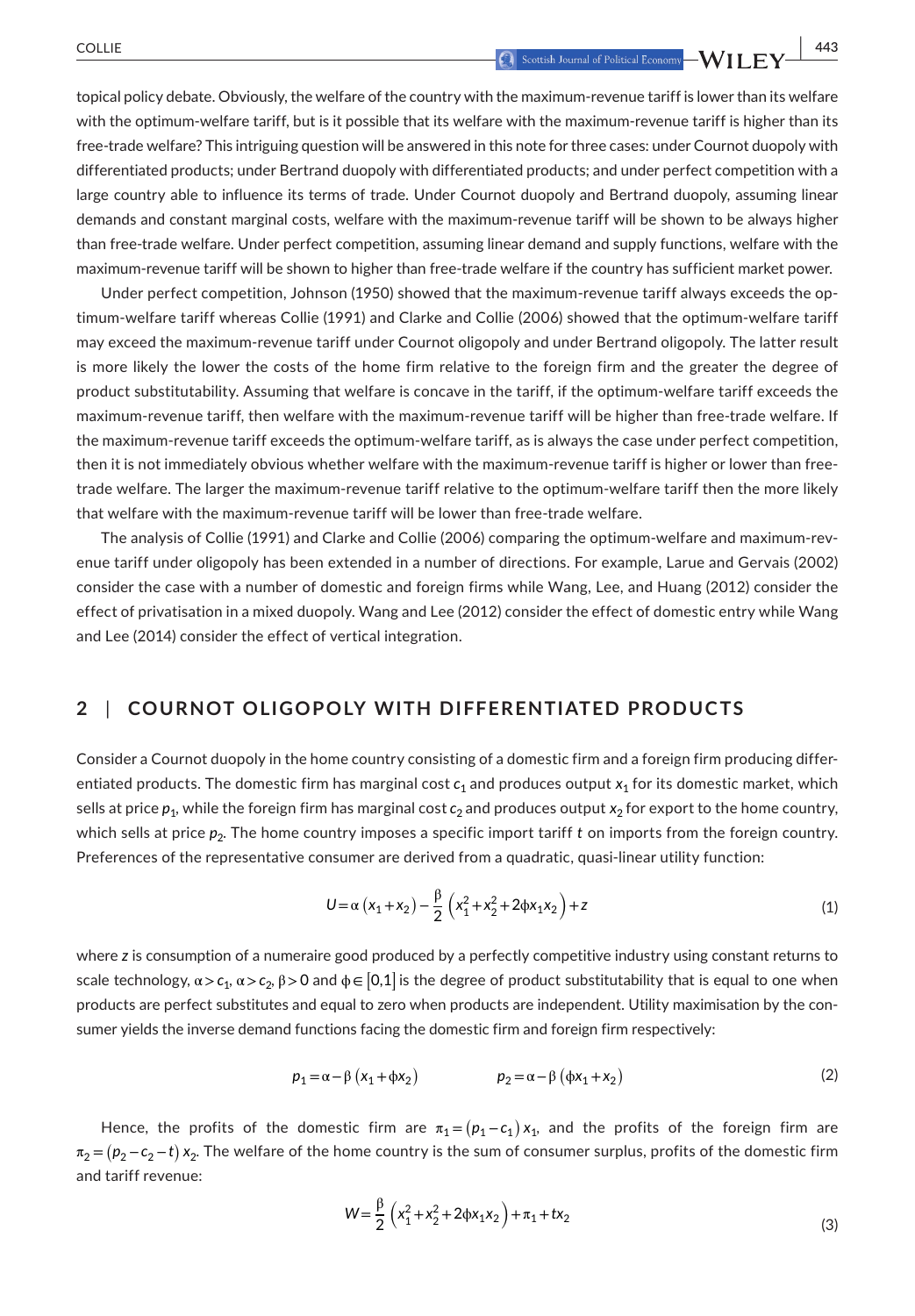topical policy debate. Obviously, the welfare of the country with the maximum-revenue tariff is lower than its welfare with the optimum-welfare tariff, but is it possible that its welfare with the maximum-revenue tariff is higher than its free-trade welfare? This intriguing question will be answered in this note for three cases: under Cournot duopoly with differentiated products; under Bertrand duopoly with differentiated products; and under perfect competition with a large country able to influence its terms of trade. Under Cournot duopoly and Bertrand duopoly, assuming linear demands and constant marginal costs, welfare with the maximum-revenue tariff will be shown to be always higher than free-trade welfare. Under perfect competition, assuming linear demand and supply functions, welfare with the maximum-revenue tariff will be shown to higher than free-trade welfare if the country has sufficient market power.

Under perfect competition, Johnson (1950) showed that the maximum-revenue tariff always exceeds the optimum-welfare tariff whereas Collie (1991) and Clarke and Collie (2006) showed that the optimum-welfare tariff may exceed the maximum-revenue tariff under Cournot oligopoly and under Bertrand oligopoly. The latter result is more likely the lower the costs of the home firm relative to the foreign firm and the greater the degree of product substitutability. Assuming that welfare is concave in the tariff, if the optimum-welfare tariff exceeds the maximum-revenue tariff, then welfare with the maximum-revenue tariff will be higher than free-trade welfare. If the maximum-revenue tariff exceeds the optimum-welfare tariff, as is always the case under perfect competition, then it is not immediately obvious whether welfare with the maximum-revenue tariff is higher or lower than free-trade welfare. The larger the maximum-revenue tariff relative to the optimum-welfare tariff then the more likely that welfare with the maximum-revenue tariff will be lower than free-trade welfare.

The analysis of Collie (1991) and Clarke and Collie (2006) comparing the optimum-welfare and maximum-revenue tariff under oligopoly has been extended in a number of directions. For example, Larue and Gervais (2002) consider the case with a number of domestic and foreign firms while Wang, Lee, and Huang (2012) consider the effect of privatisation in a mixed duopoly. Wang and Lee (2012) consider the effect of domestic entry while Wang and Lee (2014) consider the effect of vertical integration.

## 2 | COURNOT OLIGOPOLY WITH DIFFERENTIATED PRODUCTS

Consider a Cournot duopoly in the home country consisting of a domestic firm and a foreign firm producing differentiated products. The domestic firm has marginal cost $c_1$ and produces output $x_1$ for its domestic market, which sells at price $p_1$, while the foreign firm has marginal cost $c_2$ and produces output $x_2$ for export to the home country, which sells at price $p_2$. The home country imposes a specific import tariff $t$ on imports from the foreign country. Preferences of the representative consumer are derived from a quadratic, quasi-linear utility function:

$$U = \alpha\left(x_1 + x_2\right) - \frac{\beta}{2}\left(x_1^2 + x_2^2 + 2\phi x_1 x_2\right) + z \tag{1}$$

where $z$ is consumption of a numeraire good produced by a perfectly competitive industry using constant returns to scale technology, $\alpha > c_1$, $\alpha > c_2$, $\beta > 0$ and $\phi \in [0,1]$ is the degree of product substitutability that is equal to one when products are perfect substitutes and equal to zero when products are independent. Utility maximisation by the consumer yields the inverse demand functions facing the domestic firm and foreign firm respectively:

$$p_1 = \alpha - \beta\left(x_1 + \phi x_2\right) \qquad\qquad p_2 = \alpha - \beta\left(\phi x_1 + x_2\right) \tag{2}$$

Hence, the profits of the domestic firm are $\pi_1 = \left(p_1 - c_1\right)x_1$, and the profits of the foreign firm are $\pi_2 = \left(p_2 - c_2 - t\right)x_2$. The welfare of the home country is the sum of consumer surplus, profits of the domestic firm and tariff revenue:

$$W = \frac{\beta}{2}\left(x_1^2 + x_2^2 + 2\phi x_1 x_2\right) + \pi_1 + t x_2 \tag{3}$$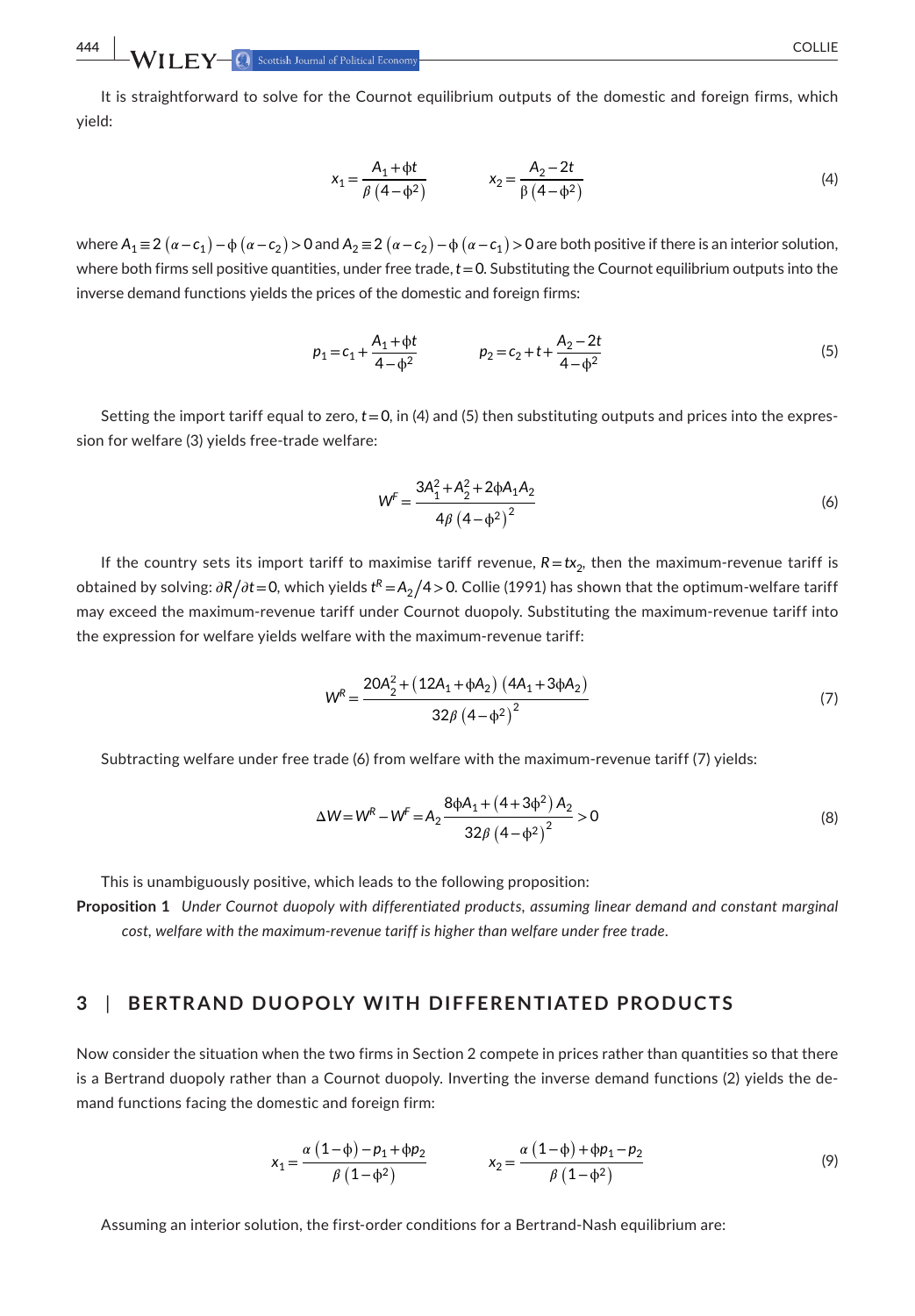It is straightforward to solve for the Cournot equilibrium outputs of the domestic and foreign firms, which yield:

$$x_1 = \frac{A_1 + \phi t}{\beta\left(4 - \phi^2\right)} \qquad x_2 = \frac{A_2 - 2t}{\beta\left(4 - \phi^2\right)} \tag{4}$$

where $A_1 \equiv 2\left(\alpha - c_1\right) - \phi\left(\alpha - c_2\right) > 0$ and $A_2 \equiv 2\left(\alpha - c_2\right) - \phi\left(\alpha - c_1\right) > 0$ are both positive if there is an interior solution, where both firms sell positive quantities, under free trade, $t = 0$. Substituting the Cournot equilibrium outputs into the inverse demand functions yields the prices of the domestic and foreign firms:

$$p_1 = c_1 + \frac{A_1 + \phi t}{4 - \phi^2} \qquad p_2 = c_2 + t + \frac{A_2 - 2t}{4 - \phi^2} \tag{5}$$

Setting the import tariff equal to zero, $t = 0$, in (4) and (5) then substituting outputs and prices into the expression for welfare (3) yields free-trade welfare:

$$W^F = \frac{3A_1^2 + A_2^2 + 2\phi A_1 A_2}{4\beta\left(4 - \phi^2\right)^2} \tag{6}$$

If the country sets its import tariff to maximise tariff revenue, $R = tx_2$, then the maximum-revenue tariff is obtained by solving: $\partial R / \partial t = 0$, which yields $t^R = A_2 / 4 > 0$. Collie (1991) has shown that the optimum-welfare tariff may exceed the maximum-revenue tariff under Cournot duopoly. Substituting the maximum-revenue tariff into the expression for welfare yields welfare with the maximum-revenue tariff:

$$W^R = \frac{20A_2^2 + \left(12A_1 + \phi A_2\right)\left(4A_1 + 3\phi A_2\right)}{32\beta\left(4 - \phi^2\right)^2} \tag{7}$$

Subtracting welfare under free trade (6) from welfare with the maximum-revenue tariff (7) yields:

$$\Delta W = W^R - W^F = A_2 \frac{8\phi A_1 + \left(4 + 3\phi^2\right) A_2}{32\beta\left(4 - \phi^2\right)^2} > 0 \tag{8}$$

This is unambiguously positive, which leads to the following proposition:

**Proposition 1** *Under Cournot duopoly with differentiated products, assuming linear demand and constant marginal cost, welfare with the maximum-revenue tariff is higher than welfare under free trade.*

## 3 | BERTRAND DUOPOLY WITH DIFFERENTIATED PRODUCTS

Now consider the situation when the two firms in Section 2 compete in prices rather than quantities so that there is a Bertrand duopoly rather than a Cournot duopoly. Inverting the inverse demand functions (2) yields the demand functions facing the domestic and foreign firm:

$$x_1 = \frac{\alpha\left(1 - \phi\right) - p_1 + \phi p_2}{\beta\left(1 - \phi^2\right)} \qquad x_2 = \frac{\alpha\left(1 - \phi\right) + \phi p_1 - p_2}{\beta\left(1 - \phi^2\right)} \tag{9}$$

Assuming an interior solution, the first-order conditions for a Bertrand-Nash equilibrium are: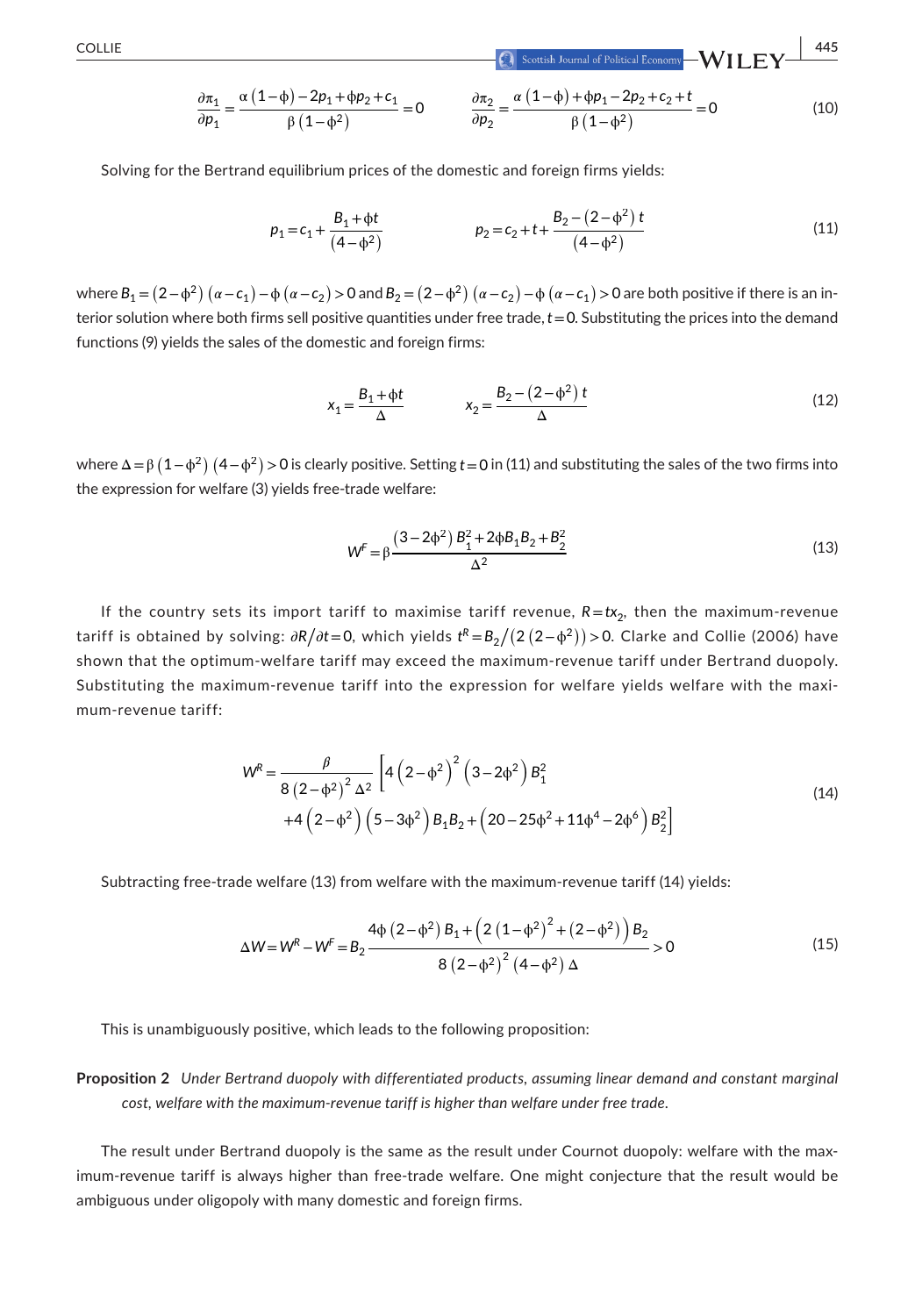$$\frac{\partial \pi_1}{\partial p_1} = \frac{\alpha(1-\phi) - 2p_1 + \phi p_2 + c_1}{\beta(1-\phi^2)} = 0 \qquad \frac{\partial \pi_2}{\partial p_2} = \frac{\alpha(1-\phi) + \phi p_1 - 2p_2 + c_2 + t}{\beta(1-\phi^2)} = 0 \tag{10}$$

Solving for the Bertrand equilibrium prices of the domestic and foreign firms yields:

$$p_1 = c_1 + \frac{B_1 + \phi t}{(4-\phi^2)} \qquad p_2 = c_2 + t + \frac{B_2 - (2-\phi^2)t}{(4-\phi^2)} \tag{11}$$

where $B_1 = (2-\phi^2)(\alpha - c_1) - \phi(\alpha - c_2) > 0$ and $B_2 = (2-\phi^2)(\alpha - c_2) - \phi(\alpha - c_1) > 0$ are both positive if there is an interior solution where both firms sell positive quantities under free trade, $t = 0$. Substituting the prices into the demand functions (9) yields the sales of the domestic and foreign firms:

$$x_1 = \frac{B_1 + \phi t}{\Delta} \qquad x_2 = \frac{B_2 - (2-\phi^2)t}{\Delta} \tag{12}$$

where $\Delta = \beta(1-\phi^2)(4-\phi^2) > 0$ is clearly positive. Setting $t = 0$ in (11) and substituting the sales of the two firms into the expression for welfare (3) yields free-trade welfare:

$$W^F = \beta\frac{(3-2\phi^2)B_1^2 + 2\phi B_1 B_2 + B_2^2}{\Delta^2} \tag{13}$$

If the country sets its import tariff to maximise tariff revenue, $R = tx_2$, then the maximum-revenue tariff is obtained by solving: $\partial R/\partial t = 0$, which yields $t^R = B_2/(2(2-\phi^2)) > 0$. Clarke and Collie (2006) have shown that the optimum-welfare tariff may exceed the maximum-revenue tariff under Bertrand duopoly. Substituting the maximum-revenue tariff into the expression for welfare yields welfare with the maximum-revenue tariff:

$$W^R = \frac{\beta}{8(2-\phi^2)^2\Delta^2}\Big[4\left(2-\phi^2\right)^2\left(3-2\phi^2\right)B_1^2 + 4\left(2-\phi^2\right)\left(5-3\phi^2\right)B_1B_2 + \left(20-25\phi^2+11\phi^4-2\phi^6\right)B_2^2\Big] \tag{14}$$

Subtracting free-trade welfare (13) from welfare with the maximum-revenue tariff (14) yields:

$$\Delta W = W^R - W^F = B_2\frac{4\phi(2-\phi^2)B_1 + \left(2(1-\phi^2)^2 + (2-\phi^2)\right)B_2}{8(2-\phi^2)^2(4-\phi^2)\Delta} > 0 \tag{15}$$

This is unambiguously positive, which leads to the following proposition:

**Proposition 2** *Under Bertrand duopoly with differentiated products, assuming linear demand and constant marginal cost, welfare with the maximum-revenue tariff is higher than welfare under free trade.*

The result under Bertrand duopoly is the same as the result under Cournot duopoly: welfare with the maximum-revenue tariff is always higher than free-trade welfare. One might conjecture that the result would be ambiguous under oligopoly with many domestic and foreign firms.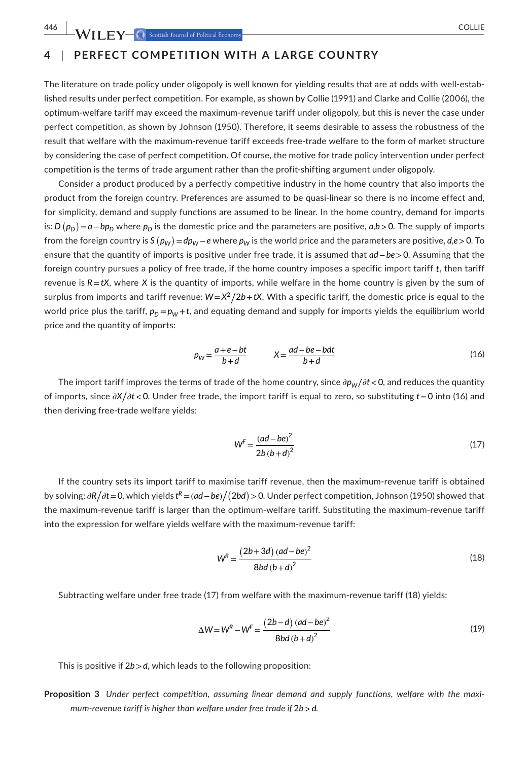## 4 | PERFECT COMPETITION WITH A LARGE COUNTRY

The literature on trade policy under oligopoly is well known for yielding results that are at odds with well-established results under perfect competition. For example, as shown by Collie (1991) and Clarke and Collie (2006), the optimum-welfare tariff may exceed the maximum-revenue tariff under oligopoly, but this is never the case under perfect competition, as shown by Johnson (1950). Therefore, it seems desirable to assess the robustness of the result that welfare with the maximum-revenue tariff exceeds free-trade welfare to the form of market structure by considering the case of perfect competition. Of course, the motive for trade policy intervention under perfect competition is the terms of trade argument rather than the profit-shifting argument under oligopoly.

Consider a product produced by a perfectly competitive industry in the home country that also imports the product from the foreign country. Preferences are assumed to be quasi-linear so there is no income effect and, for simplicity, demand and supply functions are assumed to be linear. In the home country, demand for imports is: $D(p_D) = a - bp_D$ where $p_D$ is the domestic price and the parameters are positive, $a, b > 0$. The supply of imports from the foreign country is $S(p_W) = dp_W - e$ where $p_W$ is the world price and the parameters are positive, $d, e > 0$. To ensure that the quantity of imports is positive under free trade, it is assumed that $ad - be > 0$. Assuming that the foreign country pursues a policy of free trade, if the home country imposes a specific import tariff $t$, then tariff revenue is $R = tX$, where $X$ is the quantity of imports, while welfare in the home country is given by the sum of surplus from imports and tariff revenue: $W = X^2/2b + tX$. With a specific tariff, the domestic price is equal to the world price plus the tariff, $p_D = p_W + t$, and equating demand and supply for imports yields the equilibrium world price and the quantity of imports:

$$p_W = \frac{a + e - bt}{b + d} \qquad X = \frac{ad - be - bdt}{b + d} \tag{16}$$

The import tariff improves the terms of trade of the home country, since $\partial p_W/\partial t < 0$, and reduces the quantity of imports, since $\partial X/\partial t < 0$. Under free trade, the import tariff is equal to zero, so substituting $t = 0$ into (16) and then deriving free-trade welfare yields:

$$W^F = \frac{(ad - be)^2}{2b(b + d)^2} \tag{17}$$

If the country sets its import tariff to maximise tariff revenue, then the maximum-revenue tariff is obtained by solving: $\partial R/\partial t = 0$, which yields $t^R = (ad - be)/(2bd) > 0$. Under perfect competition, Johnson (1950) showed that the maximum-revenue tariff is larger than the optimum-welfare tariff. Substituting the maximum-revenue tariff into the expression for welfare yields welfare with the maximum-revenue tariff:

$$W^R = \frac{(2b + 3d)(ad - be)^2}{8bd(b + d)^2} \tag{18}$$

Subtracting welfare under free trade (17) from welfare with the maximum-revenue tariff (18) yields:

$$\Delta W = W^R - W^F = \frac{(2b - d)(ad - be)^2}{8bd(b + d)^2} \tag{19}$$

This is positive if $2b > d$, which leads to the following proposition:

**Proposition 3** *Under perfect competition, assuming linear demand and supply functions, welfare with the maximum-revenue tariff is higher than welfare under free trade if* $2b > d$.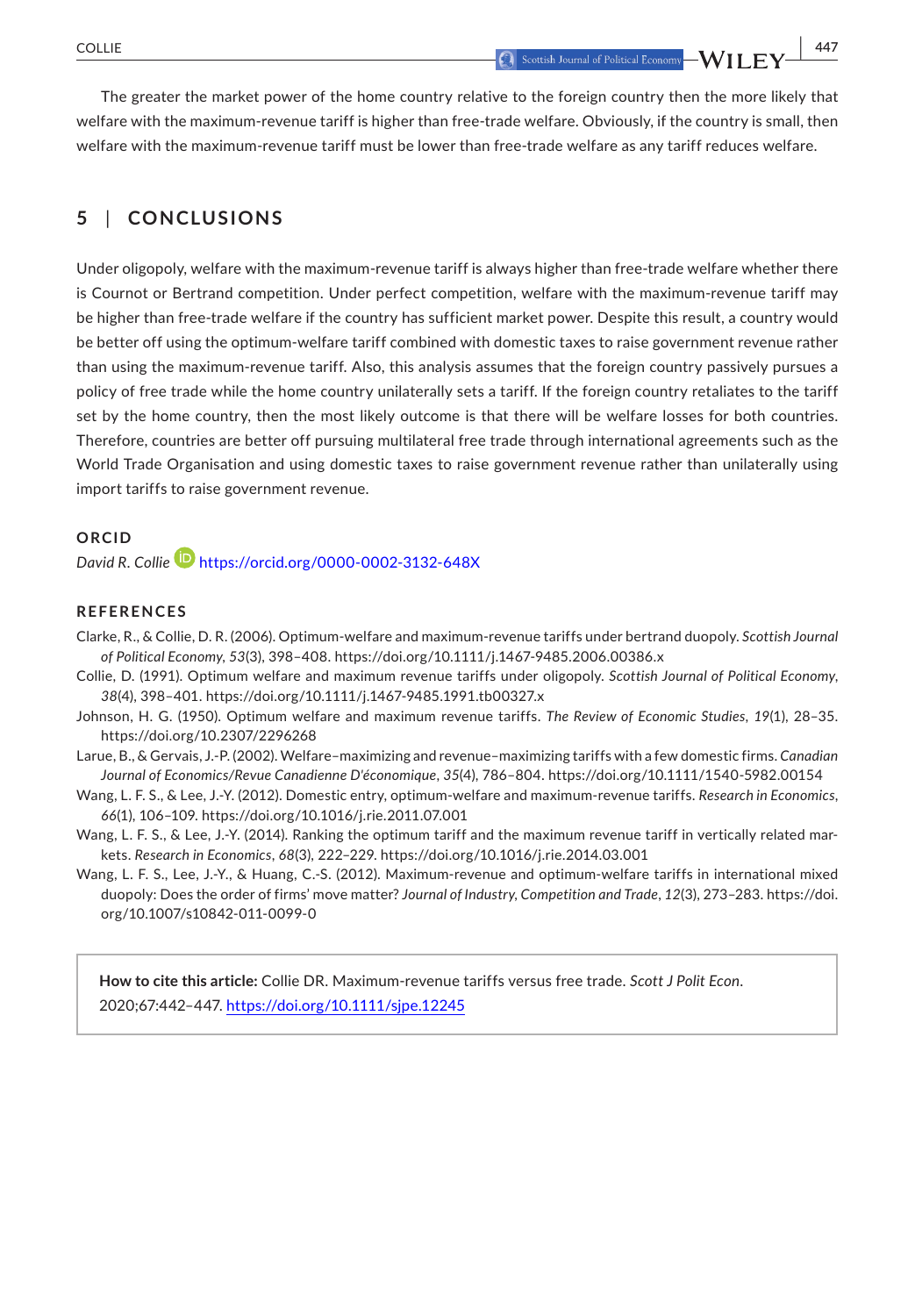The greater the market power of the home country relative to the foreign country then the more likely that welfare with the maximum-revenue tariff is higher than free-trade welfare. Obviously, if the country is small, then welfare with the maximum-revenue tariff must be lower than free-trade welfare as any tariff reduces welfare.

## 5 | CONCLUSIONS

Under oligopoly, welfare with the maximum-revenue tariff is always higher than free-trade welfare whether there is Cournot or Bertrand competition. Under perfect competition, welfare with the maximum-revenue tariff may be higher than free-trade welfare if the country has sufficient market power. Despite this result, a country would be better off using the optimum-welfare tariff combined with domestic taxes to raise government revenue rather than using the maximum-revenue tariff. Also, this analysis assumes that the foreign country passively pursues a policy of free trade while the home country unilaterally sets a tariff. If the foreign country retaliates to the tariff set by the home country, then the most likely outcome is that there will be welfare losses for both countries. Therefore, countries are better off pursuing multilateral free trade through international agreements such as the World Trade Organisation and using domestic taxes to raise government revenue rather than unilaterally using import tariffs to raise government revenue.

### ORCID

*David R. Collie* https://orcid.org/0000-0002-3132-648X

### REFERENCES

Clarke, R., & Collie, D. R. (2006). Optimum-welfare and maximum-revenue tariffs under bertrand duopoly. *Scottish Journal of Political Economy*, *53*(3), 398–408. https://doi.org/10.1111/j.1467-9485.2006.00386.x

Collie, D. (1991). Optimum welfare and maximum revenue tariffs under oligopoly. *Scottish Journal of Political Economy*, *38*(4), 398–401. https://doi.org/10.1111/j.1467-9485.1991.tb00327.x

Johnson, H. G. (1950). Optimum welfare and maximum revenue tariffs. *The Review of Economic Studies*, *19*(1), 28–35. https://doi.org/10.2307/2296268

Larue, B., & Gervais, J.-P. (2002). Welfare–maximizing and revenue–maximizing tariffs with a few domestic firms. *Canadian Journal of Economics/Revue Canadienne D'économique*, *35*(4), 786–804. https://doi.org/10.1111/1540-5982.00154

Wang, L. F. S., & Lee, J.-Y. (2012). Domestic entry, optimum-welfare and maximum-revenue tariffs. *Research in Economics*, *66*(1), 106–109. https://doi.org/10.1016/j.rie.2011.07.001

Wang, L. F. S., & Lee, J.-Y. (2014). Ranking the optimum tariff and the maximum revenue tariff in vertically related markets. *Research in Economics*, *68*(3), 222–229. https://doi.org/10.1016/j.rie.2014.03.001

Wang, L. F. S., Lee, J.-Y., & Huang, C.-S. (2012). Maximum-revenue and optimum-welfare tariffs in international mixed duopoly: Does the order of firms' move matter? *Journal of Industry, Competition and Trade*, *12*(3), 273–283. https://doi.org/10.1007/s10842-011-0099-0

**How to cite this article:** Collie DR. Maximum-revenue tariffs versus free trade. *Scott J Polit Econ*. 2020;67:442–447. https://doi.org/10.1111/sjpe.12245